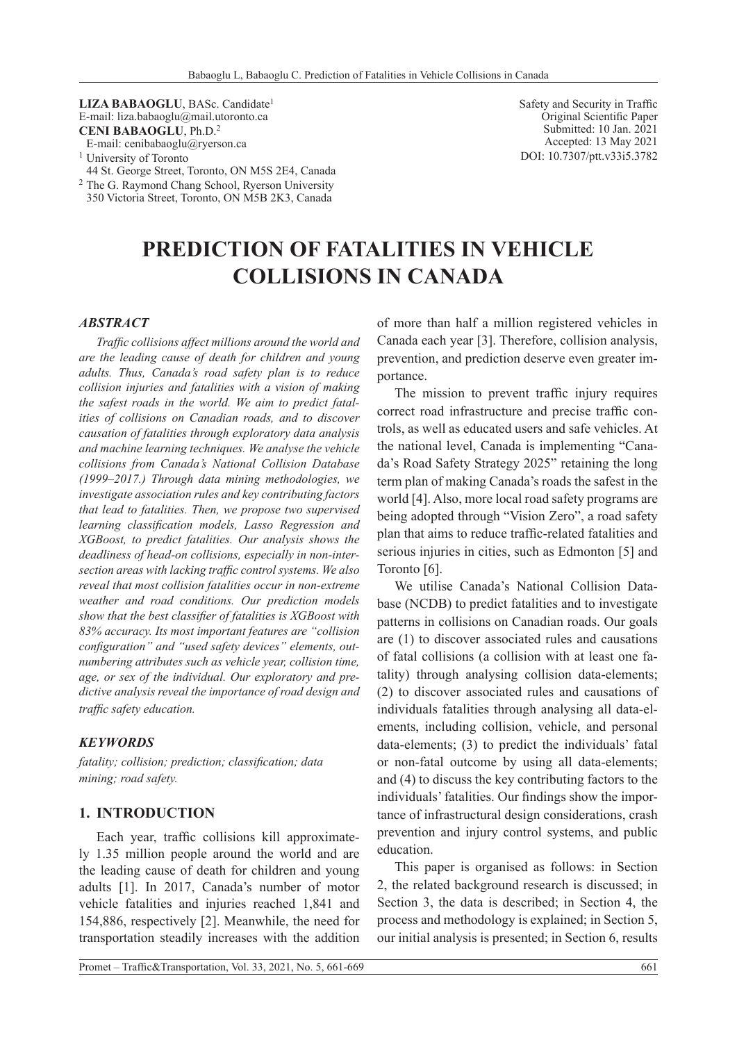**LIZA BABAOGLU**, BASc. Candidate[1]
E-mail: liza.babaoglu@mail.utoronto.ca
**CENI BABAOGLU**, Ph.D.[2]
E-mail: cenibabaoglu@ryerson.ca
[1] University of Toronto
44 St. George Street, Toronto, ON M5S 2E4, Canada
[2] The G. Raymond Chang School, Ryerson University
350 Victoria Street, Toronto, ON M5B 2K3, Canada

Safety and Security in Traffic
Original Scientific Paper
Submitted: 10 Jan. 2021
Accepted: 13 May 2021
DOI: 10.7307/ptt.v33i5.3782

# PREDICTION OF FATALITIES IN VEHICLE COLLISIONS IN CANADA

### *ABSTRACT*

*Traffic collisions affect millions around the world and are the leading cause of death for children and young adults. Thus, Canada's road safety plan is to reduce collision injuries and fatalities with a vision of making the safest roads in the world. We aim to predict fatalities of collisions on Canadian roads, and to discover causation of fatalities through exploratory data analysis and machine learning techniques. We analyse the vehicle collisions from Canada's National Collision Database (1999–2017.) Through data mining methodologies, we investigate association rules and key contributing factors that lead to fatalities. Then, we propose two supervised learning classification models, Lasso Regression and XGBoost, to predict fatalities. Our analysis shows the deadliness of head-on collisions, especially in non-intersection areas with lacking traffic control systems. We also reveal that most collision fatalities occur in non-extreme weather and road conditions. Our prediction models show that the best classifier of fatalities is XGBoost with 83% accuracy. Its most important features are "collision configuration" and "used safety devices" elements, outnumbering attributes such as vehicle year, collision time, age, or sex of the individual. Our exploratory and predictive analysis reveal the importance of road design and traffic safety education.*

### *KEYWORDS*

*fatality; collision; prediction; classification; data mining; road safety.*

## 1. INTRODUCTION

Each year, traffic collisions kill approximately 1.35 million people around the world and are the leading cause of death for children and young adults [1]. In 2017, Canada's number of motor vehicle fatalities and injuries reached 1,841 and 154,886, respectively [2]. Meanwhile, the need for transportation steadily increases with the addition of more than half a million registered vehicles in Canada each year [3]. Therefore, collision analysis, prevention, and prediction deserve even greater importance.

The mission to prevent traffic injury requires correct road infrastructure and precise traffic controls, as well as educated users and safe vehicles. At the national level, Canada is implementing "Canada's Road Safety Strategy 2025" retaining the long term plan of making Canada's roads the safest in the world [4]. Also, more local road safety programs are being adopted through "Vision Zero", a road safety plan that aims to reduce traffic-related fatalities and serious injuries in cities, such as Edmonton [5] and Toronto [6].

We utilise Canada's National Collision Database (NCDB) to predict fatalities and to investigate patterns in collisions on Canadian roads. Our goals are (1) to discover associated rules and causations of fatal collisions (a collision with at least one fatality) through analysing collision data-elements; (2) to discover associated rules and causations of individuals fatalities through analysing all data-elements, including collision, vehicle, and personal data-elements; (3) to predict the individuals' fatal or non-fatal outcome by using all data-elements; and (4) to discuss the key contributing factors to the individuals' fatalities. Our findings show the importance of infrastructural design considerations, crash prevention and injury control systems, and public education.

This paper is organised as follows: in Section 2, the related background research is discussed; in Section 3, the data is described; in Section 4, the process and methodology is explained; in Section 5, our initial analysis is presented; in Section 6, results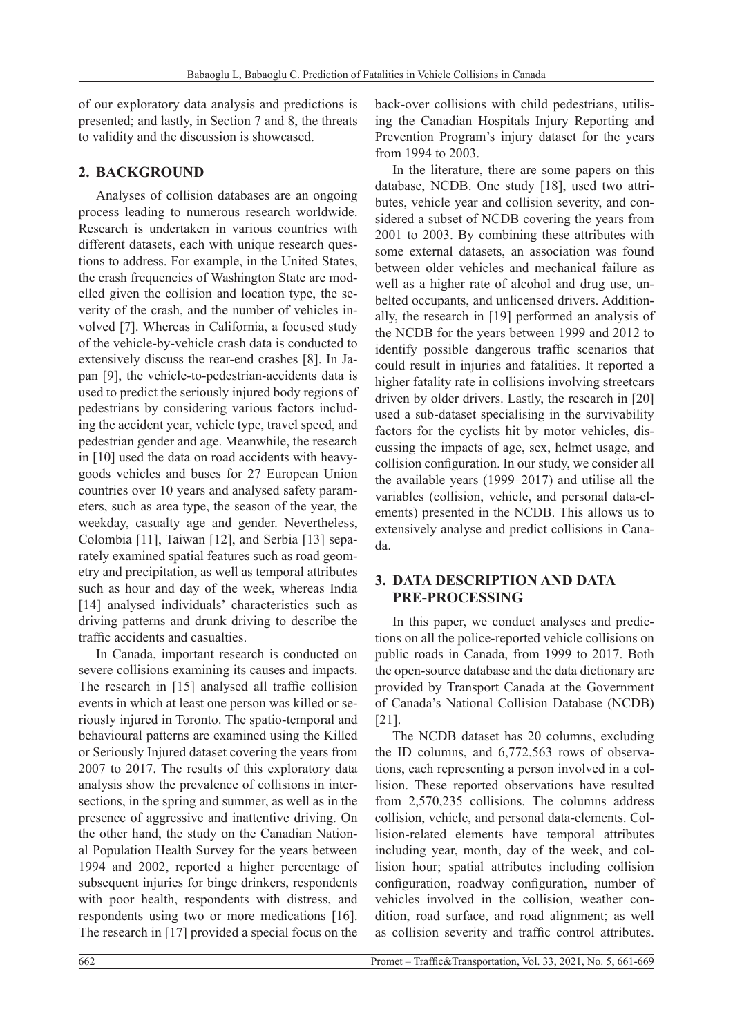of our exploratory data analysis and predictions is presented; and lastly, in Section 7 and 8, the threats to validity and the discussion is showcased.

## 2. BACKGROUND

Analyses of collision databases are an ongoing process leading to numerous research worldwide. Research is undertaken in various countries with different datasets, each with unique research questions to address. For example, in the United States, the crash frequencies of Washington State are modelled given the collision and location type, the severity of the crash, and the number of vehicles involved [7]. Whereas in California, a focused study of the vehicle-by-vehicle crash data is conducted to extensively discuss the rear-end crashes [8]. In Japan [9], the vehicle-to-pedestrian-accidents data is used to predict the seriously injured body regions of pedestrians by considering various factors including the accident year, vehicle type, travel speed, and pedestrian gender and age. Meanwhile, the research in [10] used the data on road accidents with heavy-goods vehicles and buses for 27 European Union countries over 10 years and analysed safety parameters, such as area type, the season of the year, the weekday, casualty age and gender. Nevertheless, Colombia [11], Taiwan [12], and Serbia [13] separately examined spatial features such as road geometry and precipitation, as well as temporal attributes such as hour and day of the week, whereas India [14] analysed individuals' characteristics such as driving patterns and drunk driving to describe the traffic accidents and casualties.

In Canada, important research is conducted on severe collisions examining its causes and impacts. The research in [15] analysed all traffic collision events in which at least one person was killed or seriously injured in Toronto. The spatio-temporal and behavioural patterns are examined using the Killed or Seriously Injured dataset covering the years from 2007 to 2017. The results of this exploratory data analysis show the prevalence of collisions in intersections, in the spring and summer, as well as in the presence of aggressive and inattentive driving. On the other hand, the study on the Canadian National Population Health Survey for the years between 1994 and 2002, reported a higher percentage of subsequent injuries for binge drinkers, respondents with poor health, respondents with distress, and respondents using two or more medications [16]. The research in [17] provided a special focus on the back-over collisions with child pedestrians, utilising the Canadian Hospitals Injury Reporting and Prevention Program's injury dataset for the years from 1994 to 2003.

In the literature, there are some papers on this database, NCDB. One study [18], used two attributes, vehicle year and collision severity, and considered a subset of NCDB covering the years from 2001 to 2003. By combining these attributes with some external datasets, an association was found between older vehicles and mechanical failure as well as a higher rate of alcohol and drug use, unbelted occupants, and unlicensed drivers. Additionally, the research in [19] performed an analysis of the NCDB for the years between 1999 and 2012 to identify possible dangerous traffic scenarios that could result in injuries and fatalities. It reported a higher fatality rate in collisions involving streetcars driven by older drivers. Lastly, the research in [20] used a sub-dataset specialising in the survivability factors for the cyclists hit by motor vehicles, discussing the impacts of age, sex, helmet usage, and collision configuration. In our study, we consider all the available years (1999–2017) and utilise all the variables (collision, vehicle, and personal data-elements) presented in the NCDB. This allows us to extensively analyse and predict collisions in Canada.

## 3. DATA DESCRIPTION AND DATA PRE-PROCESSING

In this paper, we conduct analyses and predictions on all the police-reported vehicle collisions on public roads in Canada, from 1999 to 2017. Both the open-source database and the data dictionary are provided by Transport Canada at the Government of Canada's National Collision Database (NCDB) [21].

The NCDB dataset has 20 columns, excluding the ID columns, and 6,772,563 rows of observations, each representing a person involved in a collision. These reported observations have resulted from 2,570,235 collisions. The columns address collision, vehicle, and personal data-elements. Collision-related elements have temporal attributes including year, month, day of the week, and collision hour; spatial attributes including collision configuration, roadway configuration, number of vehicles involved in the collision, weather condition, road surface, and road alignment; as well as collision severity and traffic control attributes.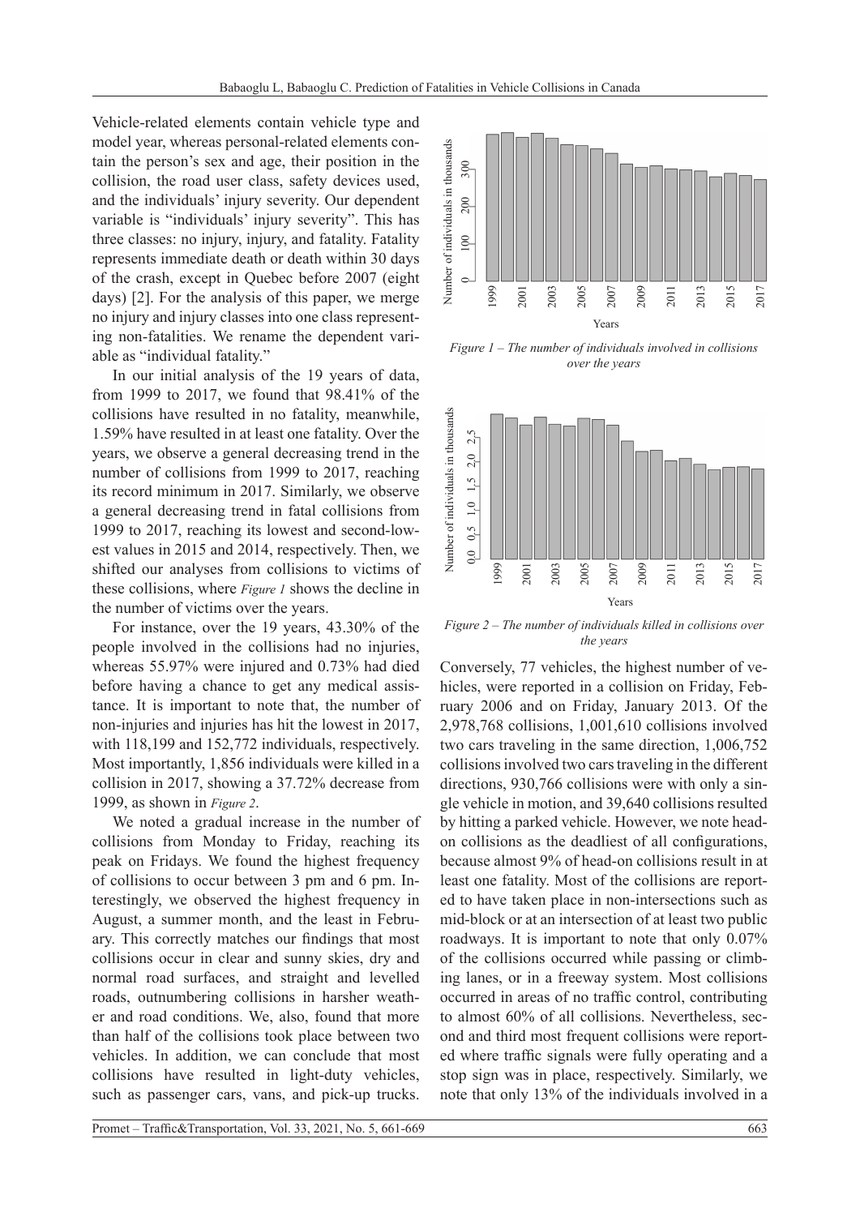Vehicle-related elements contain vehicle type and model year, whereas personal-related elements contain the person's sex and age, their position in the collision, the road user class, safety devices used, and the individuals' injury severity. Our dependent variable is "individuals' injury severity". This has three classes: no injury, injury, and fatality. Fatality represents immediate death or death within 30 days of the crash, except in Quebec before 2007 (eight days) [2]. For the analysis of this paper, we merge no injury and injury classes into one class representing non-fatalities. We rename the dependent variable as "individual fatality."

In our initial analysis of the 19 years of data, from 1999 to 2017, we found that 98.41% of the collisions have resulted in no fatality, meanwhile, 1.59% have resulted in at least one fatality. Over the years, we observe a general decreasing trend in the number of collisions from 1999 to 2017, reaching its record minimum in 2017. Similarly, we observe a general decreasing trend in fatal collisions from 1999 to 2017, reaching its lowest and second-lowest values in 2015 and 2014, respectively. Then, we shifted our analyses from collisions to victims of these collisions, where *Figure 1* shows the decline in the number of victims over the years.

For instance, over the 19 years, 43.30% of the people involved in the collisions had no injuries, whereas 55.97% were injured and 0.73% had died before having a chance to get any medical assistance. It is important to note that, the number of non-injuries and injuries has hit the lowest in 2017, with 118,199 and 152,772 individuals, respectively. Most importantly, 1,856 individuals were killed in a collision in 2017, showing a 37.72% decrease from 1999, as shown in *Figure 2*.

We noted a gradual increase in the number of collisions from Monday to Friday, reaching its peak on Fridays. We found the highest frequency of collisions to occur between 3 pm and 6 pm. Interestingly, we observed the highest frequency in August, a summer month, and the least in February. This correctly matches our findings that most collisions occur in clear and sunny skies, dry and normal road surfaces, and straight and levelled roads, outnumbering collisions in harsher weather and road conditions. We, also, found that more than half of the collisions took place between two vehicles. In addition, we can conclude that most collisions have resulted in light-duty vehicles, such as passenger cars, vans, and pick-up trucks.

*Figure 1 – The number of individuals involved in collisions over the years*

*Figure 2 – The number of individuals killed in collisions over the years*

Conversely, 77 vehicles, the highest number of vehicles, were reported in a collision on Friday, February 2006 and on Friday, January 2013. Of the 2,978,768 collisions, 1,001,610 collisions involved two cars traveling in the same direction, 1,006,752 collisions involved two cars traveling in the different directions, 930,766 collisions were with only a single vehicle in motion, and 39,640 collisions resulted by hitting a parked vehicle. However, we note head-on collisions as the deadliest of all configurations, because almost 9% of head-on collisions result in at least one fatality. Most of the collisions are reported to have taken place in non-intersections such as mid-block or at an intersection of at least two public roadways. It is important to note that only 0.07% of the collisions occurred while passing or climbing lanes, or in a freeway system. Most collisions occurred in areas of no traffic control, contributing to almost 60% of all collisions. Nevertheless, second and third most frequent collisions were reported where traffic signals were fully operating and a stop sign was in place, respectively. Similarly, we note that only 13% of the individuals involved in a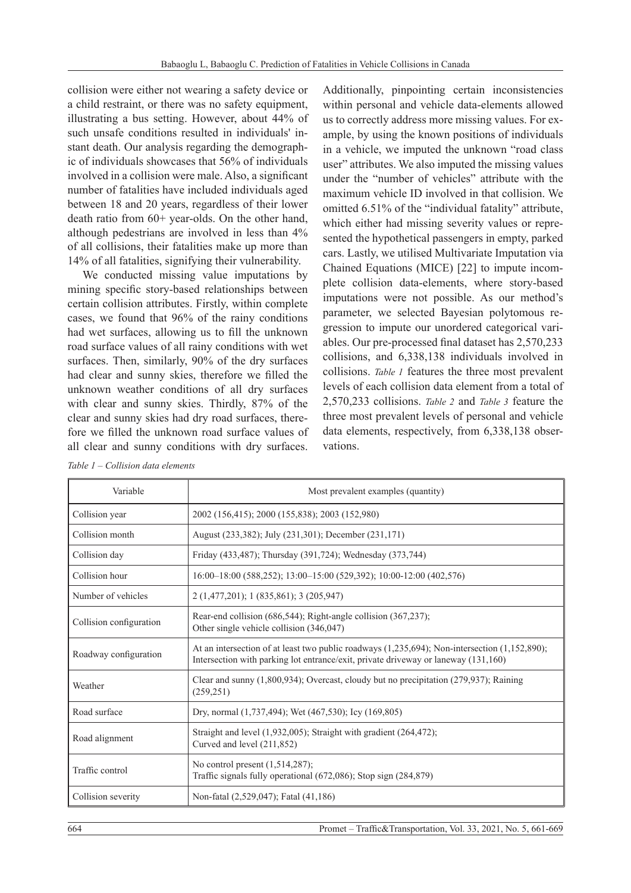collision were either not wearing a safety device or a child restraint, or there was no safety equipment, illustrating a bus setting. However, about 44% of such unsafe conditions resulted in individuals' instant death. Our analysis regarding the demographic of individuals showcases that 56% of individuals involved in a collision were male. Also, a significant number of fatalities have included individuals aged between 18 and 20 years, regardless of their lower death ratio from 60+ year-olds. On the other hand, although pedestrians are involved in less than 4% of all collisions, their fatalities make up more than 14% of all fatalities, signifying their vulnerability.

We conducted missing value imputations by mining specific story-based relationships between certain collision attributes. Firstly, within complete cases, we found that 96% of the rainy conditions had wet surfaces, allowing us to fill the unknown road surface values of all rainy conditions with wet surfaces. Then, similarly, 90% of the dry surfaces had clear and sunny skies, therefore we filled the unknown weather conditions of all dry surfaces with clear and sunny skies. Thirdly, 87% of the clear and sunny skies had dry road surfaces, therefore we filled the unknown road surface values of all clear and sunny conditions with dry surfaces. Additionally, pinpointing certain inconsistencies within personal and vehicle data-elements allowed us to correctly address more missing values. For example, by using the known positions of individuals in a vehicle, we imputed the unknown "road class user" attributes. We also imputed the missing values under the "number of vehicles" attribute with the maximum vehicle ID involved in that collision. We omitted 6.51% of the "individual fatality" attribute, which either had missing severity values or represented the hypothetical passengers in empty, parked cars. Lastly, we utilised Multivariate Imputation via Chained Equations (MICE) [22] to impute incomplete collision data-elements, where story-based imputations were not possible. As our method's parameter, we selected Bayesian polytomous regression to impute our unordered categorical variables. Our pre-processed final dataset has 2,570,233 collisions, and 6,338,138 individuals involved in collisions. *Table 1* features the three most prevalent levels of each collision data element from a total of 2,570,233 collisions. *Table 2* and *Table 3* feature the three most prevalent levels of personal and vehicle data elements, respectively, from 6,338,138 observations.

*Table 1 – Collision data elements*

| Variable | Most prevalent examples (quantity) |
|---|---|
| Collision year | 2002 (156,415); 2000 (155,838); 2003 (152,980) |
| Collision month | August (233,382); July (231,301); December (231,171) |
| Collision day | Friday (433,487); Thursday (391,724); Wednesday (373,744) |
| Collision hour | 16:00–18:00 (588,252); 13:00–15:00 (529,392); 10:00-12:00 (402,576) |
| Number of vehicles | 2 (1,477,201); 1 (835,861); 3 (205,947) |
| Collision configuration | Rear-end collision (686,544); Right-angle collision (367,237); Other single vehicle collision (346,047) |
| Roadway configuration | At an intersection of at least two public roadways (1,235,694); Non-intersection (1,152,890); Intersection with parking lot entrance/exit, private driveway or laneway (131,160) |
| Weather | Clear and sunny (1,800,934); Overcast, cloudy but no precipitation (279,937); Raining (259,251) |
| Road surface | Dry, normal (1,737,494); Wet (467,530); Icy (169,805) |
| Road alignment | Straight and level (1,932,005); Straight with gradient (264,472); Curved and level (211,852) |
| Traffic control | No control present (1,514,287); Traffic signals fully operational (672,086); Stop sign (284,879) |
| Collision severity | Non-fatal (2,529,047); Fatal (41,186) |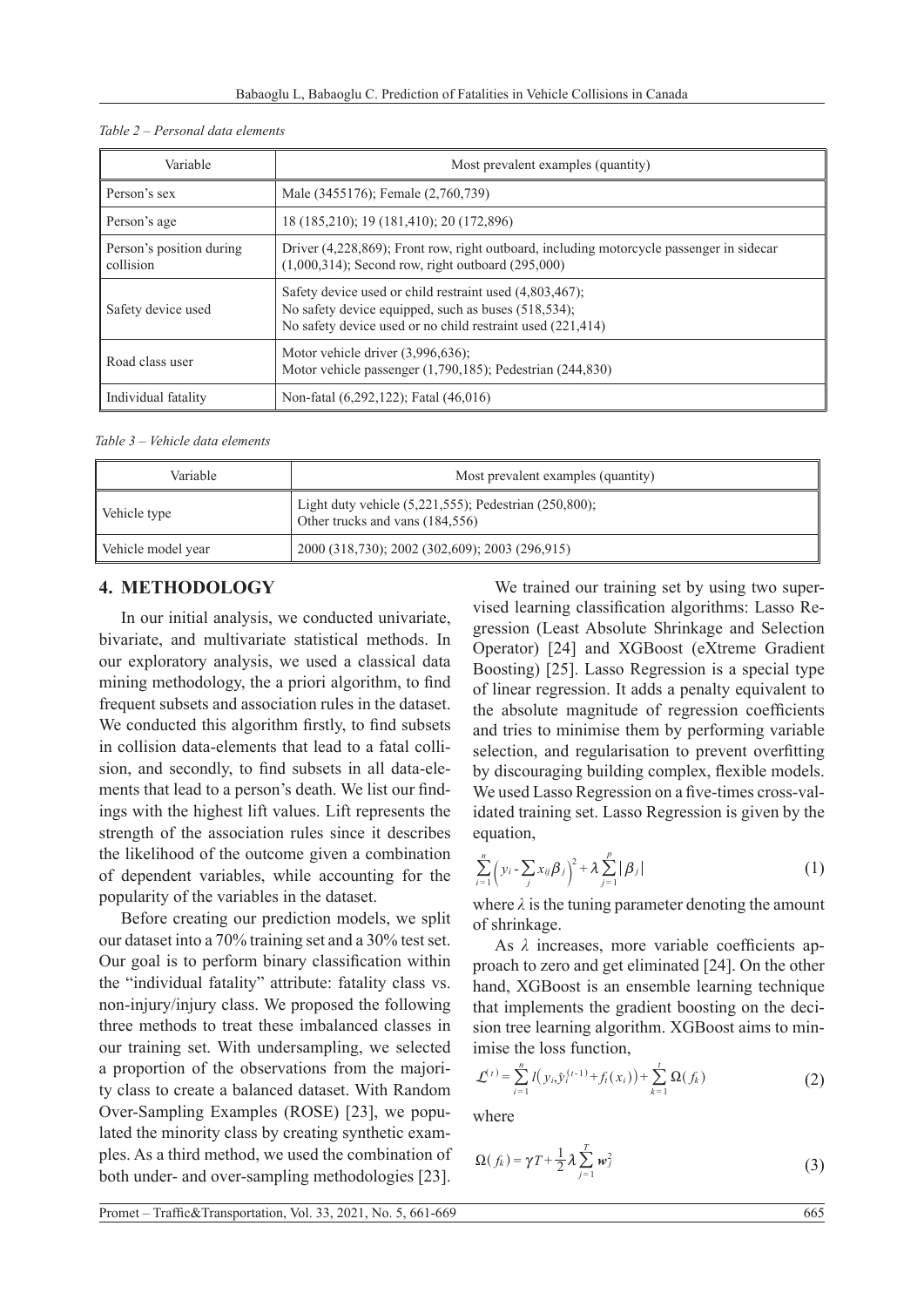*Table 2 – Personal data elements*

| Variable | Most prevalent examples (quantity) |
| --- | --- |
| Person's sex | Male (3455176); Female (2,760,739) |
| Person's age | 18 (185,210); 19 (181,410); 20 (172,896) |
| Person's position during collision | Driver (4,228,869); Front row, right outboard, including motorcycle passenger in sidecar (1,000,314); Second row, right outboard (295,000) |
| Safety device used | Safety device used or child restraint used (4,803,467); No safety device equipped, such as buses (518,534); No safety device used or no child restraint used (221,414) |
| Road class user | Motor vehicle driver (3,996,636); Motor vehicle passenger (1,790,185); Pedestrian (244,830) |
| Individual fatality | Non-fatal (6,292,122); Fatal (46,016) |

*Table 3 – Vehicle data elements*

| Variable | Most prevalent examples (quantity) |
| --- | --- |
| Vehicle type | Light duty vehicle (5,221,555); Pedestrian (250,800); Other trucks and vans (184,556) |
| Vehicle model year | 2000 (318,730); 2002 (302,609); 2003 (296,915) |

## 4. METHODOLOGY

In our initial analysis, we conducted univariate, bivariate, and multivariate statistical methods. In our exploratory analysis, we used a classical data mining methodology, the a priori algorithm, to find frequent subsets and association rules in the dataset. We conducted this algorithm firstly, to find subsets in collision data-elements that lead to a fatal collision, and secondly, to find subsets in all data-elements that lead to a person's death. We list our findings with the highest lift values. Lift represents the strength of the association rules since it describes the likelihood of the outcome given a combination of dependent variables, while accounting for the popularity of the variables in the dataset.

Before creating our prediction models, we split our dataset into a 70% training set and a 30% test set. Our goal is to perform binary classification within the "individual fatality" attribute: fatality class vs. non-injury/injury class. We proposed the following three methods to treat these imbalanced classes in our training set. With undersampling, we selected a proportion of the observations from the majority class to create a balanced dataset. With Random Over-Sampling Examples (ROSE) [23], we populated the minority class by creating synthetic examples. As a third method, we used the combination of both under- and over-sampling methodologies [23].

We trained our training set by using two supervised learning classification algorithms: Lasso Regression (Least Absolute Shrinkage and Selection Operator) [24] and XGBoost (eXtreme Gradient Boosting) [25]. Lasso Regression is a special type of linear regression. It adds a penalty equivalent to the absolute magnitude of regression coefficients and tries to minimise them by performing variable selection, and regularisation to prevent overfitting by discouraging building complex, flexible models. We used Lasso Regression on a five-times cross-validated training set. Lasso Regression is given by the equation,

$$\sum_{i=1}^{n}\left(y_i - \sum_{j} x_{ij}\beta_j\right)^2 + \lambda \sum_{j=1}^{p} |\beta_j| \tag{1}$$

where $\lambda$ is the tuning parameter denoting the amount of shrinkage.

As $\lambda$ increases, more variable coefficients approach to zero and get eliminated [24]. On the other hand, XGBoost is an ensemble learning technique that implements the gradient boosting on the decision tree learning algorithm. XGBoost aims to minimise the loss function,

$$\mathcal{L}^{(t)} = \sum_{i=1}^{n} l\left(y_i, \hat{y}_i^{(t-1)} + f_t(x_i)\right) + \sum_{k=1}^{t} \Omega(f_k) \tag{2}$$

where

$$\Omega(f_k) = \gamma T + \frac{1}{2}\lambda \sum_{j=1}^{T} \boldsymbol{w}_j^2 \tag{3}$$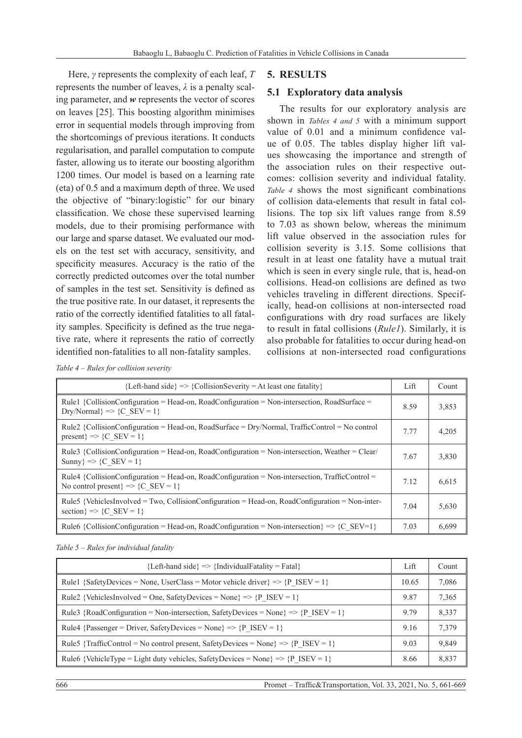Here, $\gamma$ represents the complexity of each leaf, $T$ represents the number of leaves, $\lambda$ is a penalty scaling parameter, and $\boldsymbol{w}$ represents the vector of scores on leaves [25]. This boosting algorithm minimises error in sequential models through improving from the shortcomings of previous iterations. It conducts regularisation, and parallel computation to compute faster, allowing us to iterate our boosting algorithm 1200 times. Our model is based on a learning rate (eta) of 0.5 and a maximum depth of three. We used the objective of "binary:logistic" for our binary classification. We chose these supervised learning models, due to their promising performance with our large and sparse dataset. We evaluated our models on the test set with accuracy, sensitivity, and specificity measures. Accuracy is the ratio of the correctly predicted outcomes over the total number of samples in the test set. Sensitivity is defined as the true positive rate. In our dataset, it represents the ratio of the correctly identified fatalities to all fatality samples. Specificity is defined as the true negative rate, where it represents the ratio of correctly identified non-fatalities to all non-fatality samples.

## 5. RESULTS

### 5.1 Exploratory data analysis

The results for our exploratory analysis are shown in *Tables 4 and 5* with a minimum support value of 0.01 and a minimum confidence value of 0.05. The tables display higher lift values showcasing the importance and strength of the association rules on their respective outcomes: collision severity and individual fatality. *Table 4* shows the most significant combinations of collision data-elements that result in fatal collisions. The top six lift values range from 8.59 to 7.03 as shown below, whereas the minimum lift value observed in the association rules for collision severity is 3.15. Some collisions that result in at least one fatality have a mutual trait which is seen in every single rule, that is, head-on collisions. Head-on collisions are defined as two vehicles traveling in different directions. Specifically, head-on collisions at non-intersected road configurations with dry road surfaces are likely to result in fatal collisions (*Rule1*). Similarly, it is also probable for fatalities to occur during head-on collisions at non-intersected road configurations

*Table 4 – Rules for collision severity*

| {Left-hand side} => {CollisionSeverity = At least one fatality} | Lift | Count |
|---|---|---|
| Rule1 {CollisionConfiguration = Head-on, RoadConfiguration = Non-intersection, RoadSurface = Dry/Normal} => {C_SEV = 1} | 8.59 | 3,853 |
| Rule2 {CollisionConfiguration = Head-on, RoadSurface = Dry/Normal, TrafficControl = No control present} => {C_SEV = 1} | 7.77 | 4,205 |
| Rule3 {CollisionConfiguration = Head-on, RoadConfiguration = Non-intersection, Weather = Clear/Sunny} => {C_SEV = 1} | 7.67 | 3,830 |
| Rule4 {CollisionConfiguration = Head-on, RoadConfiguration = Non-intersection, TrafficControl = No control present} => {C_SEV = 1} | 7.12 | 6,615 |
| Rule5 {VehiclesInvolved = Two, CollisionConfiguration = Head-on, RoadConfiguration = Non-intersection} => {C_SEV = 1} | 7.04 | 5,630 |
| Rule6 {CollisionConfiguration = Head-on, RoadConfiguration = Non-intersection} => {C_SEV=1} | 7.03 | 6,699 |

*Table 5 – Rules for individual fatality*

| {Left-hand side} => {IndividualFatality = Fatal} | Lift | Count |
|---|---|---|
| Rule1 {SafetyDevices = None, UserClass = Motor vehicle driver} => {P_ISEV = 1} | 10.65 | 7,086 |
| Rule2 {VehiclesInvolved = One, SafetyDevices = None} => {P_ISEV = 1} | 9.87 | 7,365 |
| Rule3 {RoadConfiguration = Non-intersection, SafetyDevices = None} => {P_ISEV = 1} | 9.79 | 8,337 |
| Rule4 {Passenger = Driver, SafetyDevices = None} => {P_ISEV = 1} | 9.16 | 7,379 |
| Rule5 {TrafficControl = No control present, SafetyDevices = None} => {P_ISEV = 1} | 9.03 | 9,849 |
| Rule6 {VehicleType = Light duty vehicles, SafetyDevices = None} => {P_ISEV = 1} | 8.66 | 8,837 |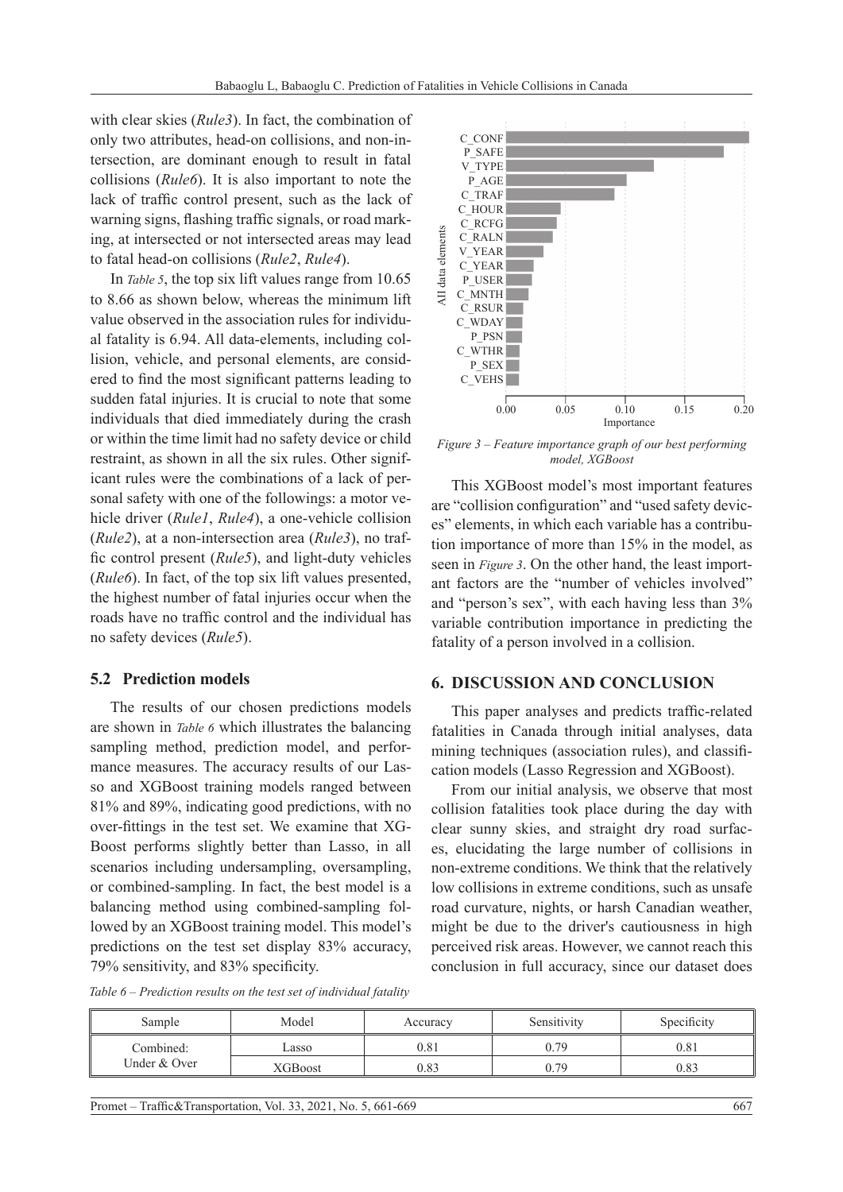with clear skies (*Rule3*). In fact, the combination of only two attributes, head-on collisions, and non-intersection, are dominant enough to result in fatal collisions (*Rule6*). It is also important to note the lack of traffic control present, such as the lack of warning signs, flashing traffic signals, or road marking, at intersected or not intersected areas may lead to fatal head-on collisions (*Rule2*, *Rule4*).

In *Table 5*, the top six lift values range from 10.65 to 8.66 as shown below, whereas the minimum lift value observed in the association rules for individual fatality is 6.94. All data-elements, including collision, vehicle, and personal elements, are considered to find the most significant patterns leading to sudden fatal injuries. It is crucial to note that some individuals that died immediately during the crash or within the time limit had no safety device or child restraint, as shown in all the six rules. Other significant rules were the combinations of a lack of personal safety with one of the followings: a motor vehicle driver (*Rule1*, *Rule4*), a one-vehicle collision (*Rule2*), at a non-intersection area (*Rule3*), no traffic control present (*Rule5*), and light-duty vehicles (*Rule6*). In fact, of the top six lift values presented, the highest number of fatal injuries occur when the roads have no traffic control and the individual has no safety devices (*Rule5*).

### 5.2 Prediction models

The results of our chosen predictions models are shown in *Table 6* which illustrates the balancing sampling method, prediction model, and performance measures. The accuracy results of our Lasso and XGBoost training models ranged between 81% and 89%, indicating good predictions, with no over-fittings in the test set. We examine that XGBoost performs slightly better than Lasso, in all scenarios including undersampling, oversampling, or combined-sampling. In fact, the best model is a balancing method using combined-sampling followed by an XGBoost training model. This model's predictions on the test set display 83% accuracy, 79% sensitivity, and 83% specificity.

*Table 6 – Prediction results on the test set of individual fatality*

| Sample | Model | Accuracy | Sensitivity | Specificity |
|---|---|---|---|---|
| Combined: Under & Over | Lasso | 0.81 | 0.79 | 0.81 |
| | XGBoost | 0.83 | 0.79 | 0.83 |

*Figure 3 – Feature importance graph of our best performing model, XGBoost*

This XGBoost model's most important features are "collision configuration" and "used safety devices" elements, in which each variable has a contribution importance of more than 15% in the model, as seen in *Figure 3*. On the other hand, the least important factors are the "number of vehicles involved" and "person's sex", with each having less than 3% variable contribution importance in predicting the fatality of a person involved in a collision.

## 6. DISCUSSION AND CONCLUSION

This paper analyses and predicts traffic-related fatalities in Canada through initial analyses, data mining techniques (association rules), and classification models (Lasso Regression and XGBoost).

From our initial analysis, we observe that most collision fatalities took place during the day with clear sunny skies, and straight dry road surfaces, elucidating the large number of collisions in non-extreme conditions. We think that the relatively low collisions in extreme conditions, such as unsafe road curvature, nights, or harsh Canadian weather, might be due to the driver's cautiousness in high perceived risk areas. However, we cannot reach this conclusion in full accuracy, since our dataset does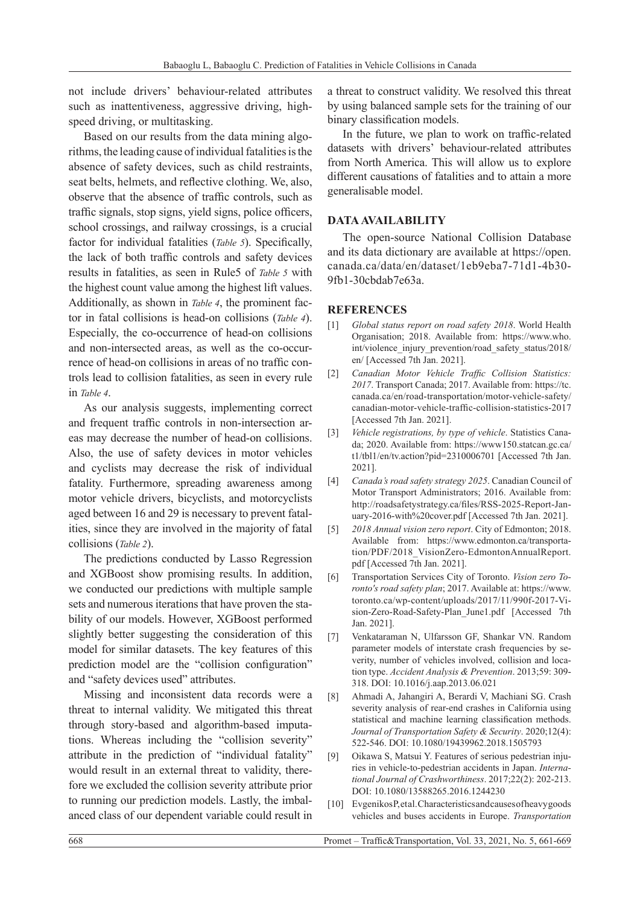not include drivers' behaviour-related attributes such as inattentiveness, aggressive driving, high-speed driving, or multitasking.

Based on our results from the data mining algorithms, the leading cause of individual fatalities is the absence of safety devices, such as child restraints, seat belts, helmets, and reflective clothing. We, also, observe that the absence of traffic controls, such as traffic signals, stop signs, yield signs, police officers, school crossings, and railway crossings, is a crucial factor for individual fatalities (*Table 5*). Specifically, the lack of both traffic controls and safety devices results in fatalities, as seen in Rule5 of *Table 5* with the highest count value among the highest lift values. Additionally, as shown in *Table 4*, the prominent factor in fatal collisions is head-on collisions (*Table 4*). Especially, the co-occurrence of head-on collisions and non-intersected areas, as well as the co-occurrence of head-on collisions in areas of no traffic controls lead to collision fatalities, as seen in every rule in *Table 4*.

As our analysis suggests, implementing correct and frequent traffic controls in non-intersection areas may decrease the number of head-on collisions. Also, the use of safety devices in motor vehicles and cyclists may decrease the risk of individual fatality. Furthermore, spreading awareness among motor vehicle drivers, bicyclists, and motorcyclists aged between 16 and 29 is necessary to prevent fatalities, since they are involved in the majority of fatal collisions (*Table 2*).

The predictions conducted by Lasso Regression and XGBoost show promising results. In addition, we conducted our predictions with multiple sample sets and numerous iterations that have proven the stability of our models. However, XGBoost performed slightly better suggesting the consideration of this model for similar datasets. The key features of this prediction model are the "collision configuration" and "safety devices used" attributes.

Missing and inconsistent data records were a threat to internal validity. We mitigated this threat through story-based and algorithm-based imputations. Whereas including the "collision severity" attribute in the prediction of "individual fatality" would result in an external threat to validity, therefore we excluded the collision severity attribute prior to running our prediction models. Lastly, the imbalanced class of our dependent variable could result in a threat to construct validity. We resolved this threat by using balanced sample sets for the training of our binary classification models.

In the future, we plan to work on traffic-related datasets with drivers' behaviour-related attributes from North America. This will allow us to explore different causations of fatalities and to attain a more generalisable model.

## DATA AVAILABILITY

The open-source National Collision Database and its data dictionary are available at https://open.canada.ca/data/en/dataset/1eb9eba7-71d1-4b30-9fb1-30cbdab7e63a.

## REFERENCES

[1] *Global status report on road safety 2018*. World Health Organisation; 2018. Available from: https://www.who.int/violence_injury_prevention/road_safety_status/2018/en/ [Accessed 7th Jan. 2021].

[2] *Canadian Motor Vehicle Traffic Collision Statistics: 2017*. Transport Canada; 2017. Available from: https://tc.canada.ca/en/road-transportation/motor-vehicle-safety/canadian-motor-vehicle-traffic-collision-statistics-2017 [Accessed 7th Jan. 2021].

[3] *Vehicle registrations, by type of vehicle*. Statistics Canada; 2020. Available from: https://www150.statcan.gc.ca/t1/tbl1/en/tv.action?pid=2310006701 [Accessed 7th Jan. 2021].

[4] *Canada's road safety strategy 2025*. Canadian Council of Motor Transport Administrators; 2016. Available from: http://roadsafetystrategy.ca/files/RSS-2025-Report-January-2016-with%20cover.pdf [Accessed 7th Jan. 2021].

[5] *2018 Annual vision zero report*. City of Edmonton; 2018. Available from: https://www.edmonton.ca/transportation/PDF/2018_VisionZero-EdmontonAnnualReport.pdf [Accessed 7th Jan. 2021].

[6] Transportation Services City of Toronto. *Vision zero Toronto's road safety plan*; 2017. Available at: https://www.toronto.ca/wp-content/uploads/2017/11/990f-2017-Vision-Zero-Road-Safety-Plan_June1.pdf [Accessed 7th Jan. 2021].

[7] Venkataraman N, Ulfarsson GF, Shankar VN. Random parameter models of interstate crash frequencies by severity, number of vehicles involved, collision and location type. *Accident Analysis & Prevention*. 2013;59: 309-318. DOI: 10.1016/j.aap.2013.06.021

[8] Ahmadi A, Jahangiri A, Berardi V, Machiani SG. Crash severity analysis of rear-end crashes in California using statistical and machine learning classification methods. *Journal of Transportation Safety & Security*. 2020;12(4): 522-546. DOI: 10.1080/19439962.2018.1505793

[9] Oikawa S, Matsui Y. Features of serious pedestrian injuries in vehicle-to-pedestrian accidents in Japan. *International Journal of Crashworthiness*. 2017;22(2): 202-213. DOI: 10.1080/13588265.2016.1244230

[10] Evgenikos P, et al. Characteristics and causes of heavy goods vehicles and buses accidents in Europe. *Transportation*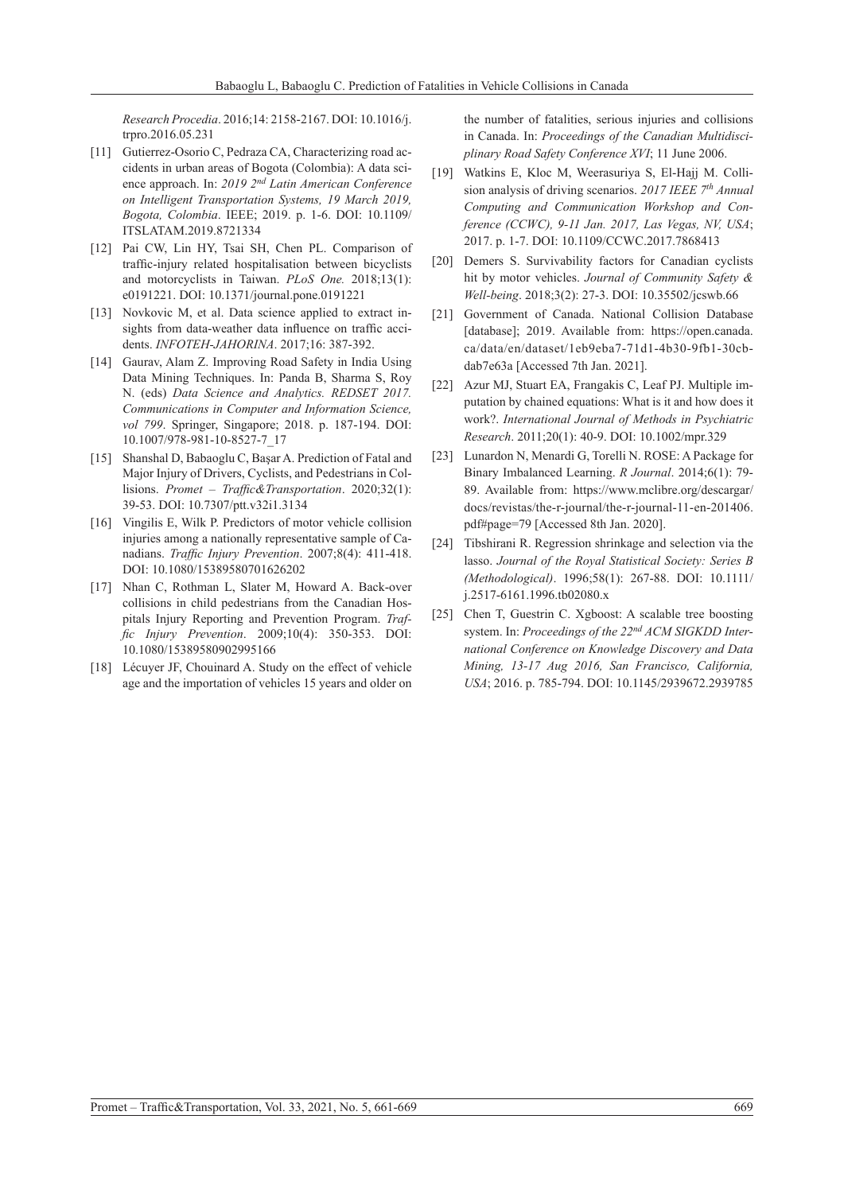*Research Procedia*. 2016;14: 2158-2167. DOI: 10.1016/j.trpro.2016.05.231

[11] Gutierrez-Osorio C, Pedraza CA, Characterizing road accidents in urban areas of Bogota (Colombia): A data science approach. In: *2019 2nd Latin American Conference on Intelligent Transportation Systems, 19 March 2019, Bogota, Colombia*. IEEE; 2019. p. 1-6. DOI: 10.1109/ITSLATAM.2019.8721334

[12] Pai CW, Lin HY, Tsai SH, Chen PL. Comparison of traffic-injury related hospitalisation between bicyclists and motorcyclists in Taiwan. *PLoS One.* 2018;13(1): e0191221. DOI: 10.1371/journal.pone.0191221

[13] Novkovic M, et al. Data science applied to extract insights from data-weather data influence on traffic accidents. *INFOTEH-JAHORINA*. 2017;16: 387-392.

[14] Gaurav, Alam Z. Improving Road Safety in India Using Data Mining Techniques. In: Panda B, Sharma S, Roy N. (eds) *Data Science and Analytics. REDSET 2017. Communications in Computer and Information Science, vol 799*. Springer, Singapore; 2018. p. 187-194. DOI: 10.1007/978-981-10-8527-7_17

[15] Shanshal D, Babaoglu C, Başar A. Prediction of Fatal and Major Injury of Drivers, Cyclists, and Pedestrians in Collisions. *Promet – Traffic&Transportation*. 2020;32(1): 39-53. DOI: 10.7307/ptt.v32i1.3134

[16] Vingilis E, Wilk P. Predictors of motor vehicle collision injuries among a nationally representative sample of Canadians. *Traffic Injury Prevention*. 2007;8(4): 411-418. DOI: 10.1080/15389580701626202

[17] Nhan C, Rothman L, Slater M, Howard A. Back-over collisions in child pedestrians from the Canadian Hospitals Injury Reporting and Prevention Program. *Traffic Injury Prevention*. 2009;10(4): 350-353. DOI: 10.1080/15389580902995166

[18] Lécuyer JF, Chouinard A. Study on the effect of vehicle age and the importation of vehicles 15 years and older on the number of fatalities, serious injuries and collisions in Canada. In: *Proceedings of the Canadian Multidisciplinary Road Safety Conference XVI*; 11 June 2006.

[19] Watkins E, Kloc M, Weerasuriya S, El-Hajj M. Collision analysis of driving scenarios. *2017 IEEE 7th Annual Computing and Communication Workshop and Conference (CCWC), 9-11 Jan. 2017, Las Vegas, NV, USA*; 2017. p. 1-7. DOI: 10.1109/CCWC.2017.7868413

[20] Demers S. Survivability factors for Canadian cyclists hit by motor vehicles. *Journal of Community Safety & Well-being*. 2018;3(2): 27-3. DOI: 10.35502/jcswb.66

[21] Government of Canada. National Collision Database [database]; 2019. Available from: https://open.canada.ca/data/en/dataset/1eb9eba7-71d1-4b30-9fb1-30cbdab7e63a [Accessed 7th Jan. 2021].

[22] Azur MJ, Stuart EA, Frangakis C, Leaf PJ. Multiple imputation by chained equations: What is it and how does it work?. *International Journal of Methods in Psychiatric Research*. 2011;20(1): 40-9. DOI: 10.1002/mpr.329

[23] Lunardon N, Menardi G, Torelli N. ROSE: A Package for Binary Imbalanced Learning. *R Journal*. 2014;6(1): 79-89. Available from: https://www.mclibre.org/descargar/docs/revistas/the-r-journal/the-r-journal-11-en-201406.pdf#page=79 [Accessed 8th Jan. 2020].

[24] Tibshirani R. Regression shrinkage and selection via the lasso. *Journal of the Royal Statistical Society: Series B (Methodological)*. 1996;58(1): 267-88. DOI: 10.1111/j.2517-6161.1996.tb02080.x

[25] Chen T, Guestrin C. Xgboost: A scalable tree boosting system. In: *Proceedings of the 22nd ACM SIGKDD International Conference on Knowledge Discovery and Data Mining, 13-17 Aug 2016, San Francisco, California, USA*; 2016. p. 785-794. DOI: 10.1145/2939672.2939785